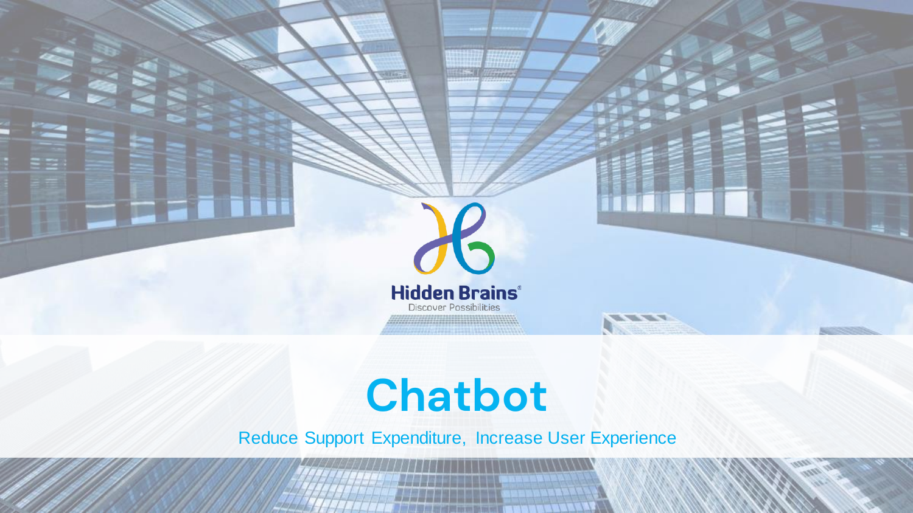Hidden Brains®

Discover Possibilities

# Chatbot

Reduce Support Expenditure, Increase User Experience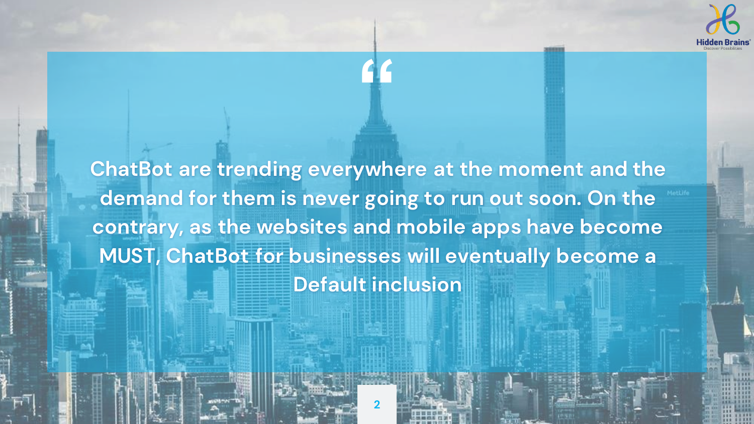> ChatBot are trending everywhere at the moment and the demand for them is never going to run out soon. On the contrary, as the websites and mobile apps have become MUST, ChatBot for businesses will eventually become a Default inclusion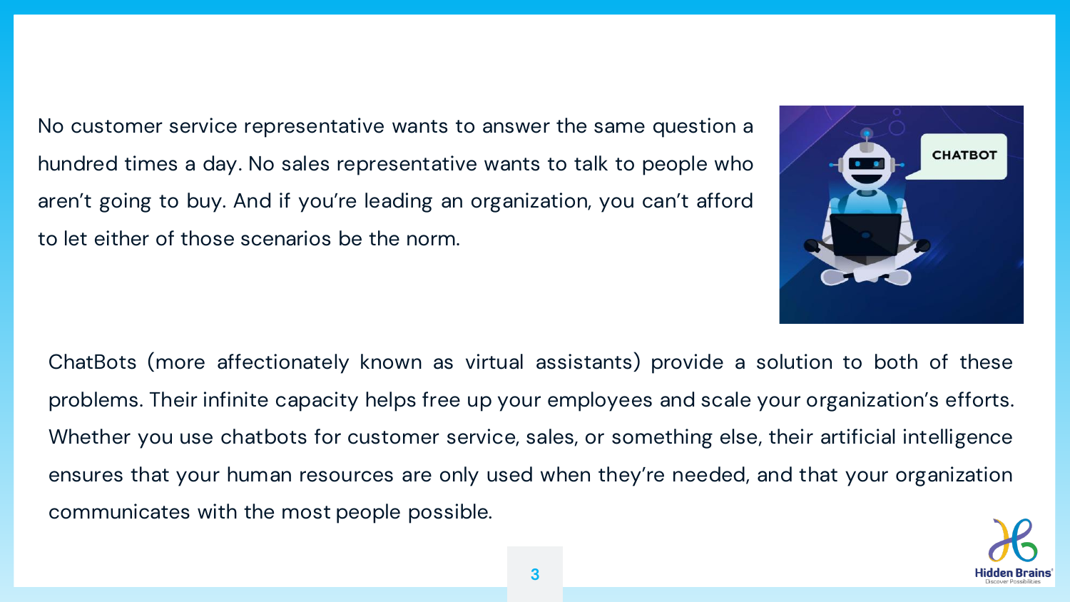No customer service representative wants to answer the same question a hundred times a day. No sales representative wants to talk to people who aren't going to buy. And if you're leading an organization, you can't afford to let either of those scenarios be the norm.

ChatBots (more affectionately known as virtual assistants) provide a solution to both of these problems. Their infinite capacity helps free up your employees and scale your organization's efforts. Whether you use chatbots for customer service, sales, or something else, their artificial intelligence ensures that your human resources are only used when they're needed, and that your organization communicates with the most people possible.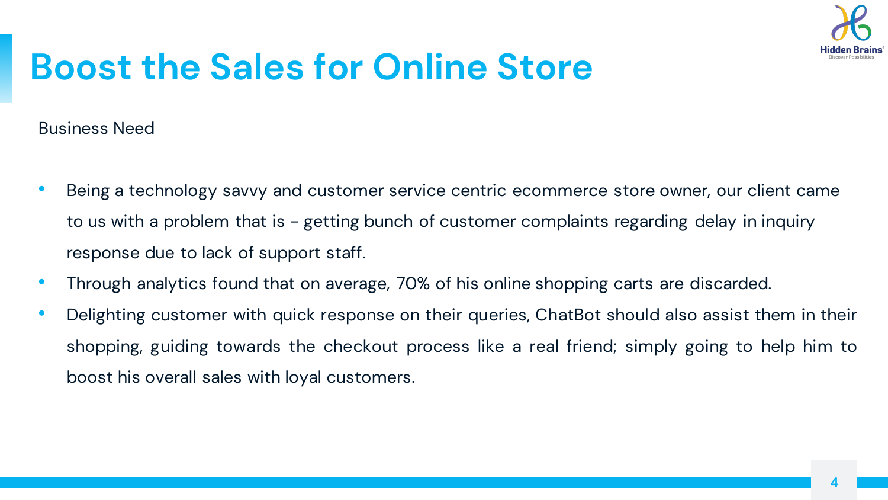# Boost the Sales for Online Store

Business Need

- Being a technology savvy and customer service centric ecommerce store owner, our client came to us with a problem that is - getting bunch of customer complaints regarding delay in inquiry response due to lack of support staff.
- Through analytics found that on average, 70% of his online shopping carts are discarded.
- Delighting customer with quick response on their queries, ChatBot should also assist them in their shopping, guiding towards the checkout process like a real friend; simply going to help him to boost his overall sales with loyal customers.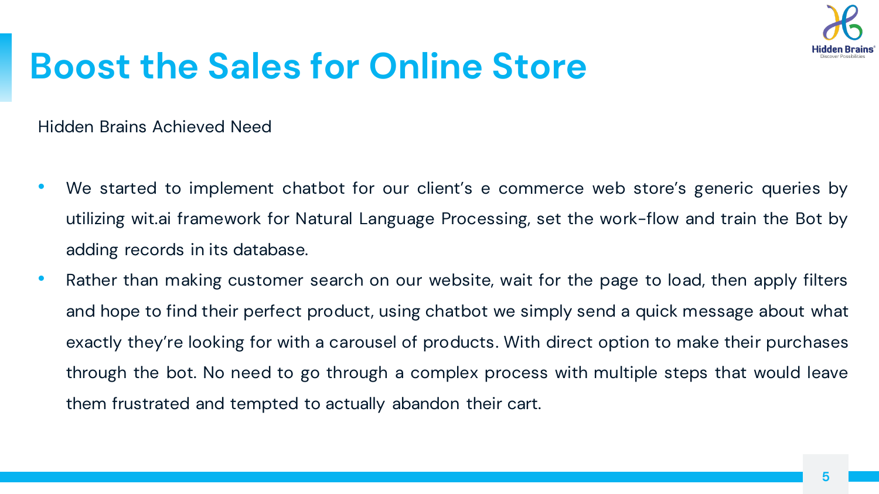# Boost the Sales for Online Store

Hidden Brains Achieved Need

- We started to implement chatbot for our client's e commerce web store's generic queries by utilizing wit.ai framework for Natural Language Processing, set the work-flow and train the Bot by adding records in its database.
- Rather than making customer search on our website, wait for the page to load, then apply filters and hope to find their perfect product, using chatbot we simply send a quick message about what exactly they're looking for with a carousel of products. With direct option to make their purchases through the bot. No need to go through a complex process with multiple steps that would leave them frustrated and tempted to actually abandon their cart.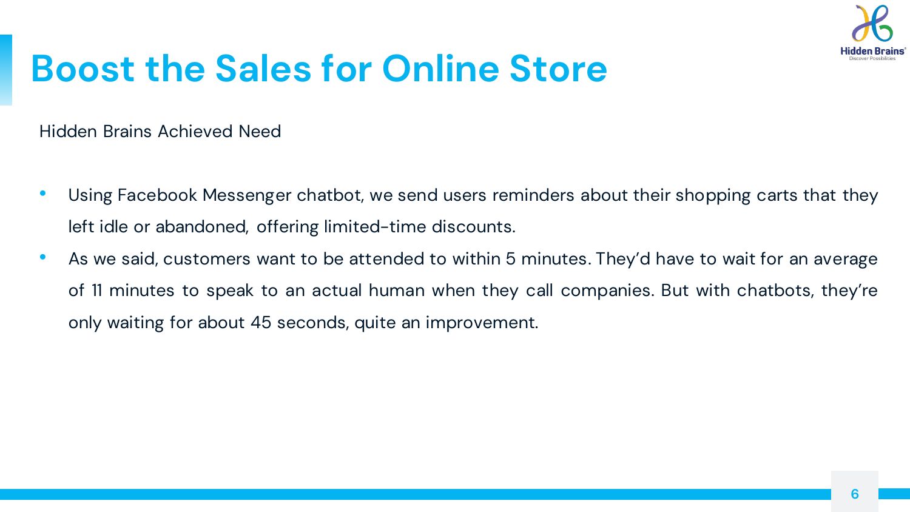# Boost the Sales for Online Store

Hidden Brains Achieved Need

- Using Facebook Messenger chatbot, we send users reminders about their shopping carts that they left idle or abandoned, offering limited-time discounts.
- As we said, customers want to be attended to within 5 minutes. They'd have to wait for an average of 11 minutes to speak to an actual human when they call companies. But with chatbots, they're only waiting for about 45 seconds, quite an improvement.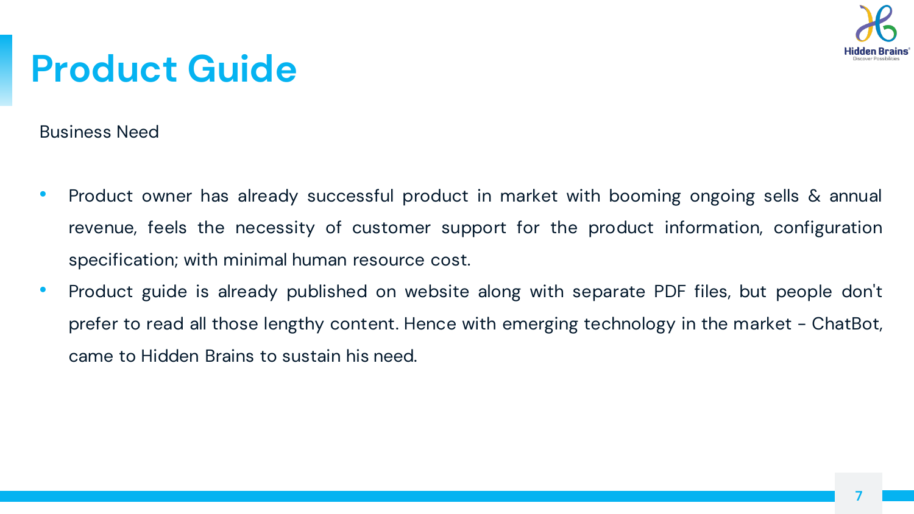# Product Guide

Business Need

- Product owner has already successful product in market with booming ongoing sells & annual revenue, feels the necessity of customer support for the product information, configuration specification; with minimal human resource cost.
- Product guide is already published on website along with separate PDF files, but people don't prefer to read all those lengthy content. Hence with emerging technology in the market - ChatBot, came to Hidden Brains to sustain his need.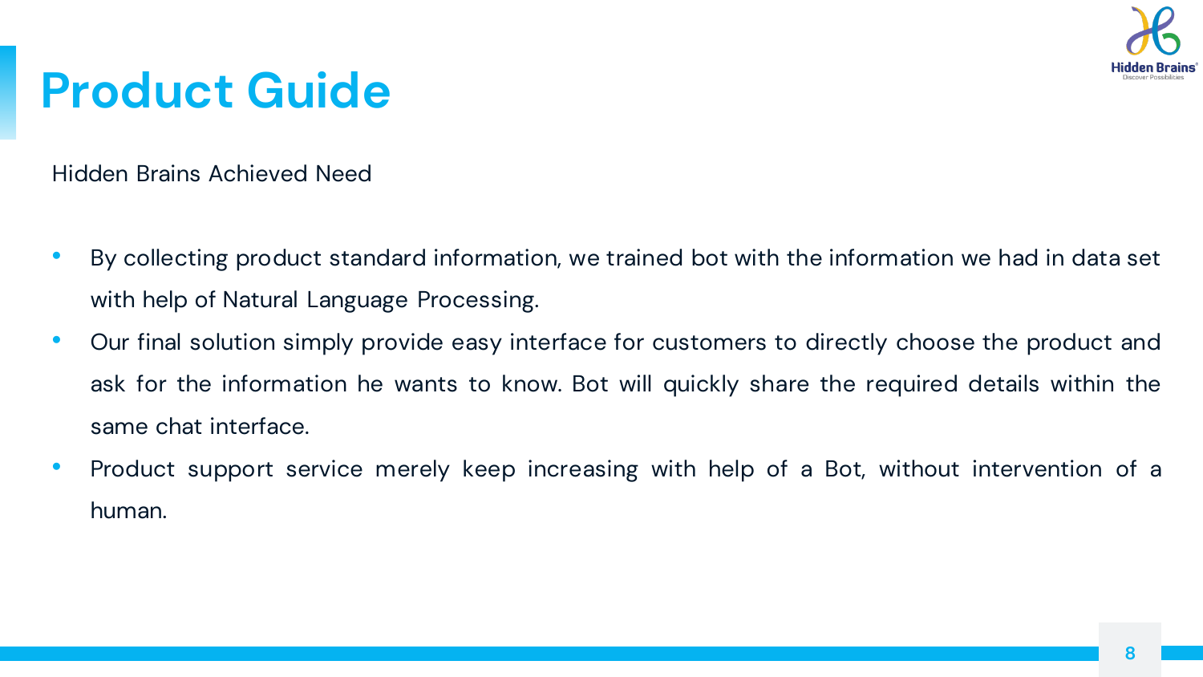# Product Guide

Hidden Brains Achieved Need

- By collecting product standard information, we trained bot with the information we had in data set with help of Natural Language Processing.
- Our final solution simply provide easy interface for customers to directly choose the product and ask for the information he wants to know. Bot will quickly share the required details within the same chat interface.
- Product support service merely keep increasing with help of a Bot, without intervention of a human.